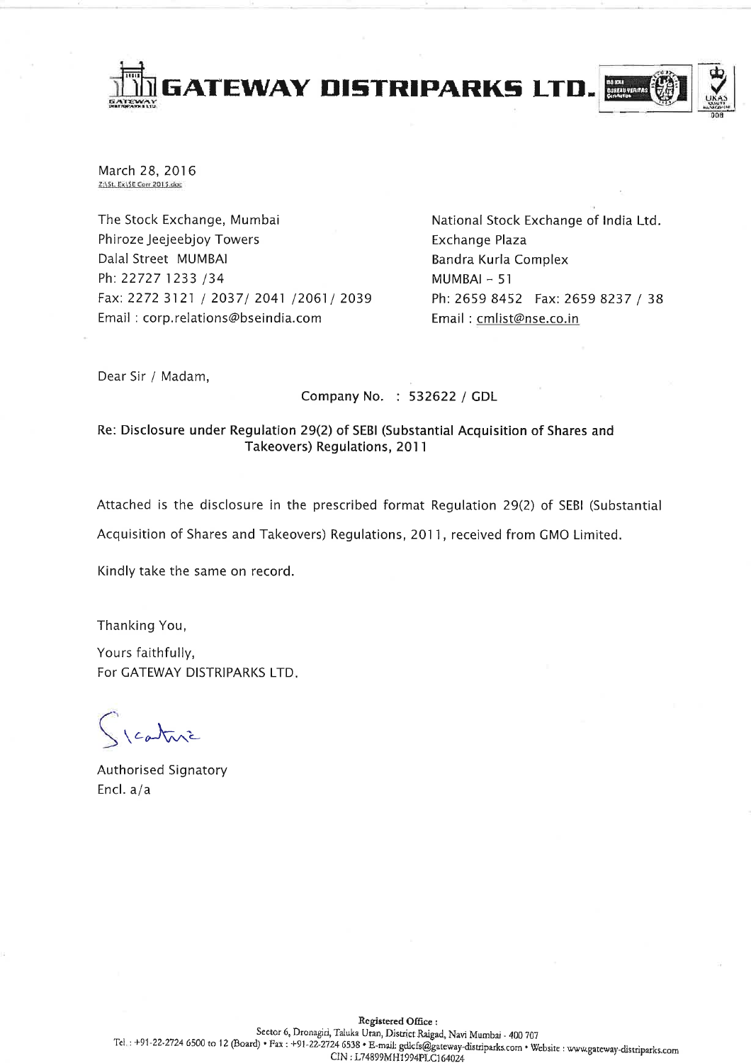# GATEWAY DISTRIPARKS LTD.

March 28, 2016
Z:\St. Ex\SE Corr 2015.doc

The Stock Exchange, Mumbai
Phiroze Jeejeebjoy Towers
Dalal Street MUMBAI
Ph: 22727 1233 /34
Fax: 2272 3121 / 2037/ 2041 /2061/ 2039
Email : corp.relations@bseindia.com

National Stock Exchange of India Ltd.
Exchange Plaza
Bandra Kurla Complex
MUMBAI – 51
Ph: 2659 8452 Fax: 2659 8237 / 38
Email : cmlist@nse.co.in

Dear Sir / Madam,

Company No. : 532622 / GDL

**Re: Disclosure under Regulation 29(2) of SEBI (Substantial Acquisition of Shares and Takeovers) Regulations, 2011**

Attached is the disclosure in the prescribed format Regulation 29(2) of SEBI (Substantial Acquisition of Shares and Takeovers) Regulations, 2011, received from GMO Limited.

Kindly take the same on record.

Thanking You,

Yours faithfully,
For GATEWAY DISTRIPARKS LTD.

Authorised Signatory
Encl. a/a

Registered Office :
Sector 6, Dronagiri, Taluka Uran, District Raigad, Navi Mumbai - 400 707
Tel. : +91-22-2724 6500 to 12 (Board) • Fax : +91-22-2724 6538 • E-mail: gdlcfs@gateway-distriparks.com • Website : www.gateway-distriparks.com
CIN : L74899MH1994PLC164024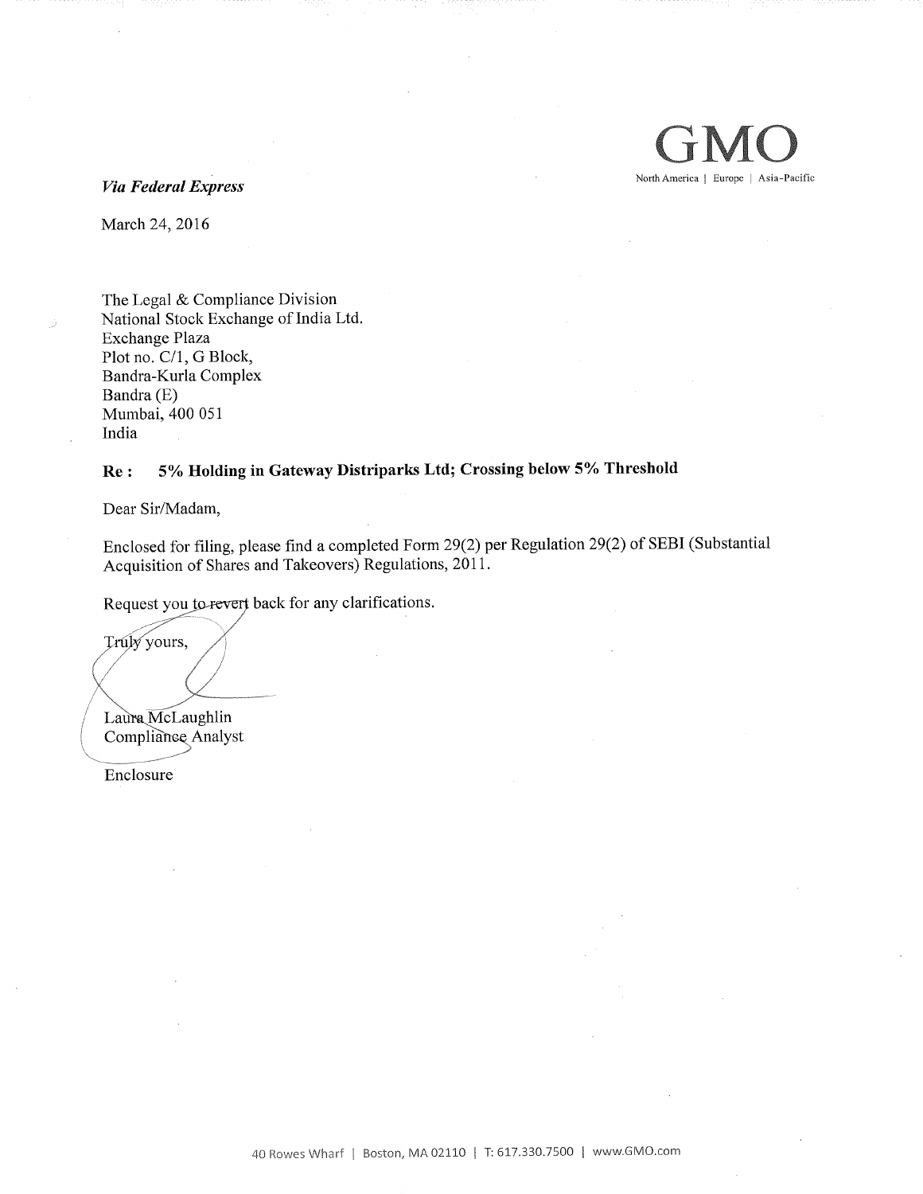GMO

North America | Europe | Asia-Pacific

*Via Federal Express*

March 24, 2016

The Legal & Compliance Division
National Stock Exchange of India Ltd.
Exchange Plaza
Plot no. C/1, G Block,
Bandra-Kurla Complex
Bandra (E)
Mumbai, 400 051
India

**Re : 5% Holding in Gateway Distriparks Ltd; Crossing below 5% Threshold**

Dear Sir/Madam,

Enclosed for filing, please find a completed Form 29(2) per Regulation 29(2) of SEBI (Substantial Acquisition of Shares and Takeovers) Regulations, 2011.

Request you to revert back for any clarifications.

Truly yours,

Laura McLaughlin
Compliance Analyst

Enclosure

40 Rowes Wharf | Boston, MA 02110 | T: 617.330.7500 | www.GMO.com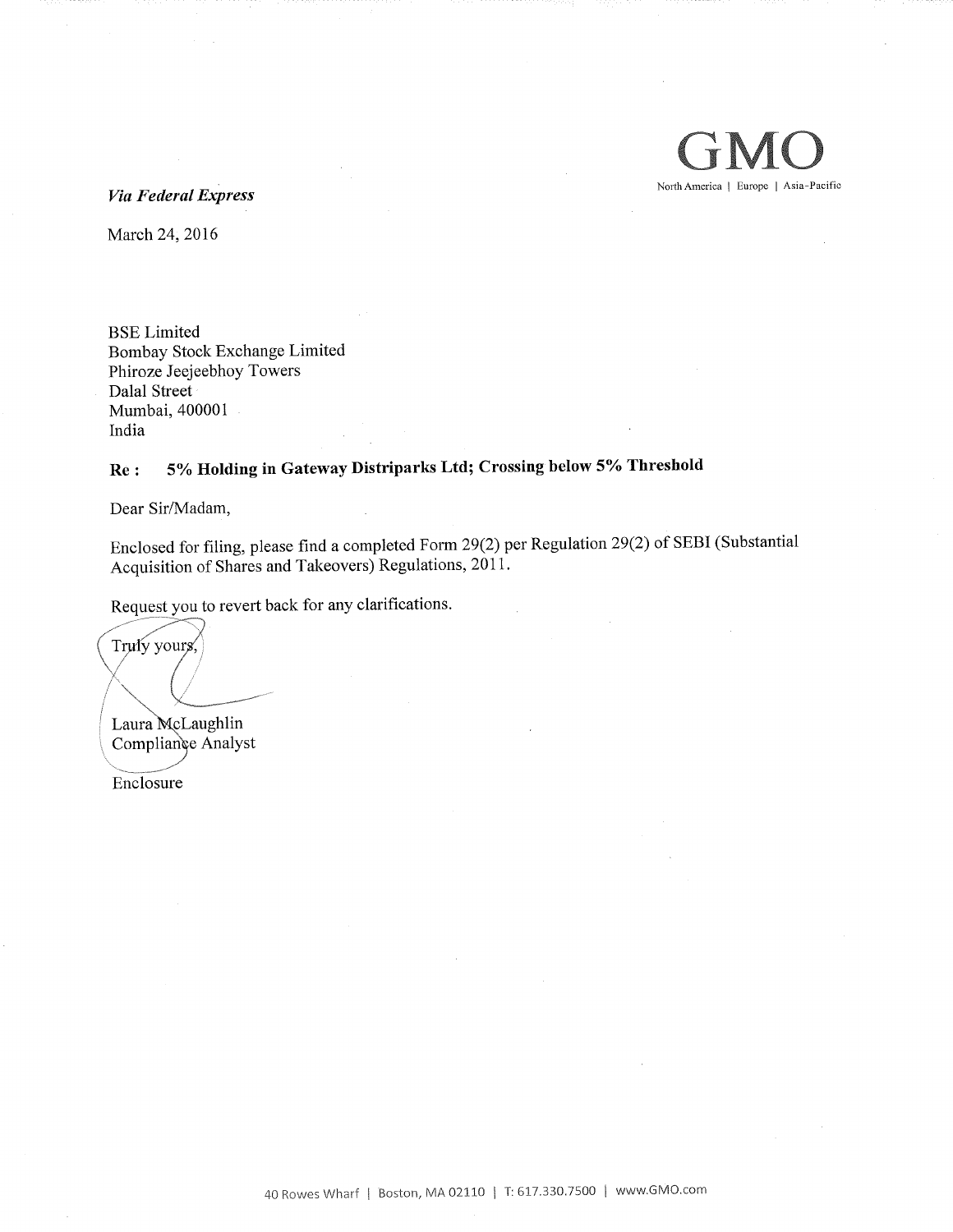GMO

North America | Europe | Asia-Pacific

*Via Federal Express*

March 24, 2016

BSE Limited
Bombay Stock Exchange Limited
Phiroze Jeejeebhoy Towers
Dalal Street
Mumbai, 400001
India

**Re : 5% Holding in Gateway Distriparks Ltd; Crossing below 5% Threshold**

Dear Sir/Madam,

Enclosed for filing, please find a completed Form 29(2) per Regulation 29(2) of SEBI (Substantial Acquisition of Shares and Takeovers) Regulations, 2011.

Request you to revert back for any clarifications.

Truly yours,

Laura McLaughlin
Compliance Analyst

Enclosure

40 Rowes Wharf | Boston, MA 02110 | T: 617.330.7500 | www.GMO.com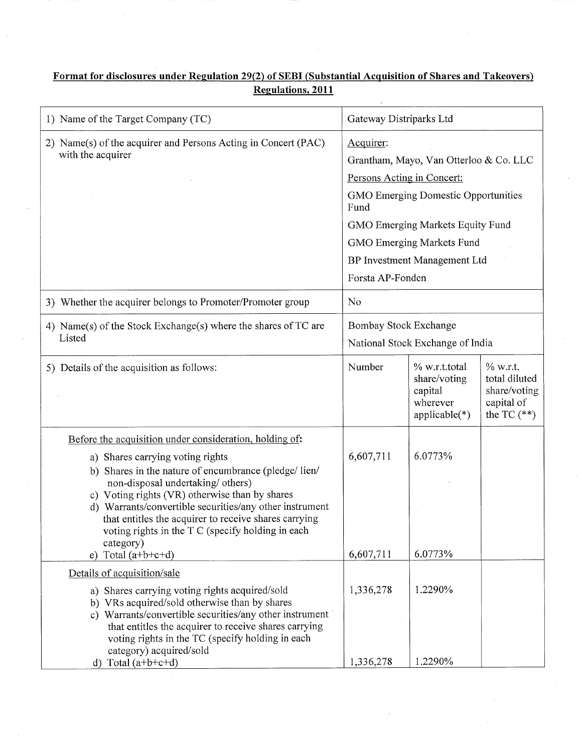**Format for disclosures under Regulation 29(2) of SEBI (Substantial Acquisition of Shares and Takeovers) Regulations, 2011**

| | | | |
|---|---|---|---|
| 1) Name of the Target Company (TC) | Gateway Distriparks Ltd | | |
| 2) Name(s) of the acquirer and Persons Acting in Concert (PAC) with the acquirer | Acquirer:<br>Grantham, Mayo, Van Otterloo & Co. LLC<br>Persons Acting in Concert:<br>GMO Emerging Domestic Opportunities Fund<br>GMO Emerging Markets Equity Fund<br>GMO Emerging Markets Fund<br>BP Investment Management Ltd<br>Forsta AP-Fonden | | |
| 3) Whether the acquirer belongs to Promoter/Promoter group | No | | |
| 4) Name(s) of the Stock Exchange(s) where the shares of TC are Listed | Bombay Stock Exchange<br>National Stock Exchange of India | | |
| 5) Details of the acquisition as follows: | Number | % w.r.t.total share/voting capital wherever applicable(*) | % w.r.t. total diluted share/voting capital of the TC (**) |
| Before the acquisition under consideration, holding of:<br>a) Shares carrying voting rights<br>b) Shares in the nature of encumbrance (pledge/ lien/ non-disposal undertaking/ others)<br>c) Voting rights (VR) otherwise than by shares<br>d) Warrants/convertible securities/any other instrument that entitles the acquirer to receive shares carrying voting rights in the T C (specify holding in each category)<br>e) Total (a+b+c+d) | 6,607,711<br><br><br><br><br>6,607,711 | 6.0773%<br><br><br><br><br>6.0773% | |
| Details of acquisition/sale<br>a) Shares carrying voting rights acquired/sold<br>b) VRs acquired/sold otherwise than by shares<br>c) Warrants/convertible securities/any other instrument that entitles the acquirer to receive shares carrying voting rights in the TC (specify holding in each category) acquired/sold<br>d) Total (a+b+c+d) | 1,336,278<br><br><br><br>1,336,278 | 1.2290%<br><br><br><br>1.2290% | |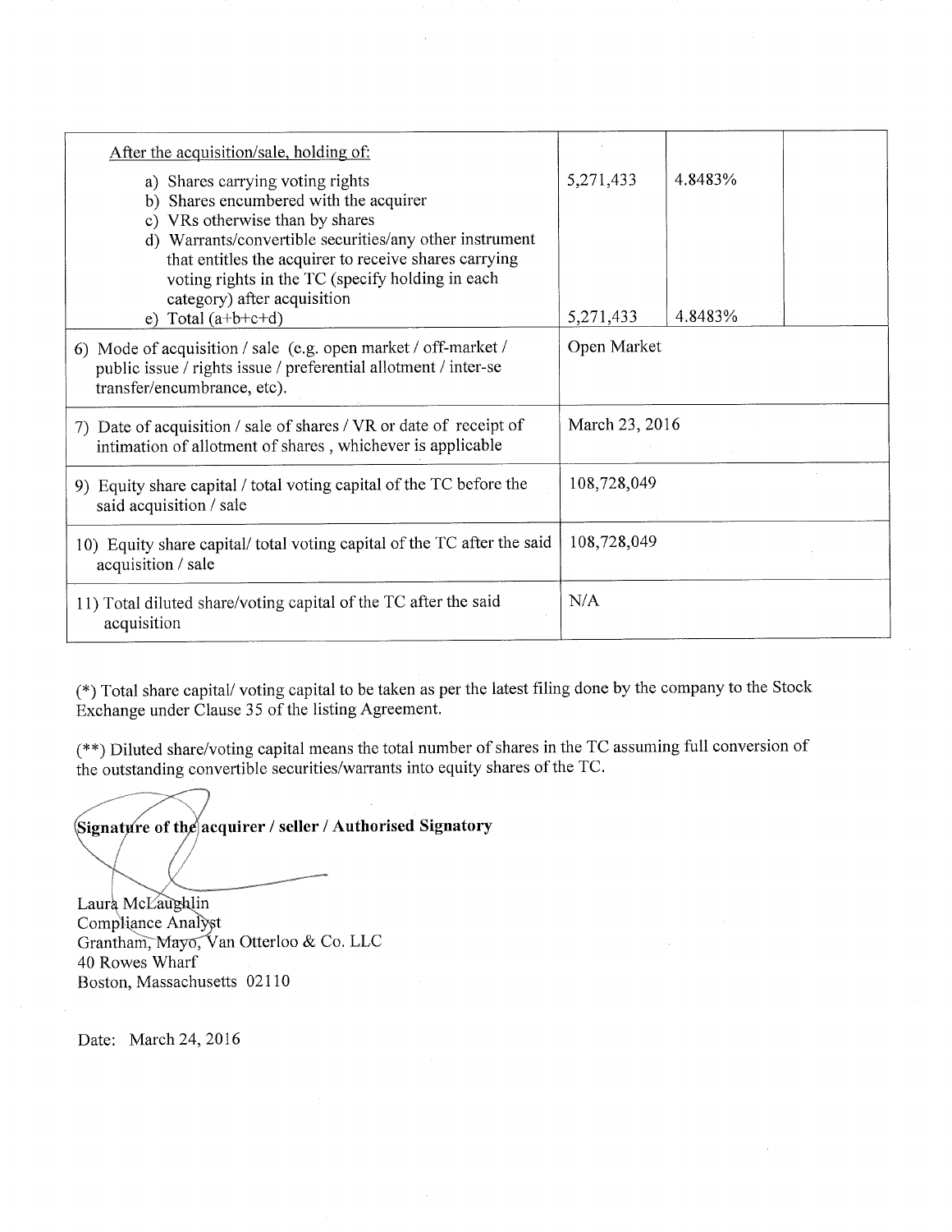| | | | |
|---|---|---|---|
| After the acquisition/sale, holding of:<br>a) Shares carrying voting rights<br>b) Shares encumbered with the acquirer<br>c) VRs otherwise than by shares<br>d) Warrants/convertible securities/any other instrument that entitles the acquirer to receive shares carrying voting rights in the TC (specify holding in each category) after acquisition<br>e) Total (a+b+c+d) | 5,271,433<br><br><br><br><br>5,271,433 | 4.8483%<br><br><br><br><br>4.8483% | |
| 6) Mode of acquisition / sale (e.g. open market / off-market / public issue / rights issue / preferential allotment / inter-se transfer/encumbrance, etc). | Open Market | | |
| 7) Date of acquisition / sale of shares / VR or date of receipt of intimation of allotment of shares , whichever is applicable | March 23, 2016 | | |
| 9) Equity share capital / total voting capital of the TC before the said acquisition / sale | 108,728,049 | | |
| 10) Equity share capital/ total voting capital of the TC after the said acquisition / sale | 108,728,049 | | |
| 11) Total diluted share/voting capital of the TC after the said acquisition | N/A | | |

(*) Total share capital/ voting capital to be taken as per the latest filing done by the company to the Stock Exchange under Clause 35 of the listing Agreement.

(**) Diluted share/voting capital means the total number of shares in the TC assuming full conversion of the outstanding convertible securities/warrants into equity shares of the TC.

**Signature of the acquirer / seller / Authorised Signatory**

Laura McLaughlin
Compliance Analyst
Grantham, Mayo, Van Otterloo & Co. LLC
40 Rowes Wharf
Boston, Massachusetts 02110

Date: March 24, 2016